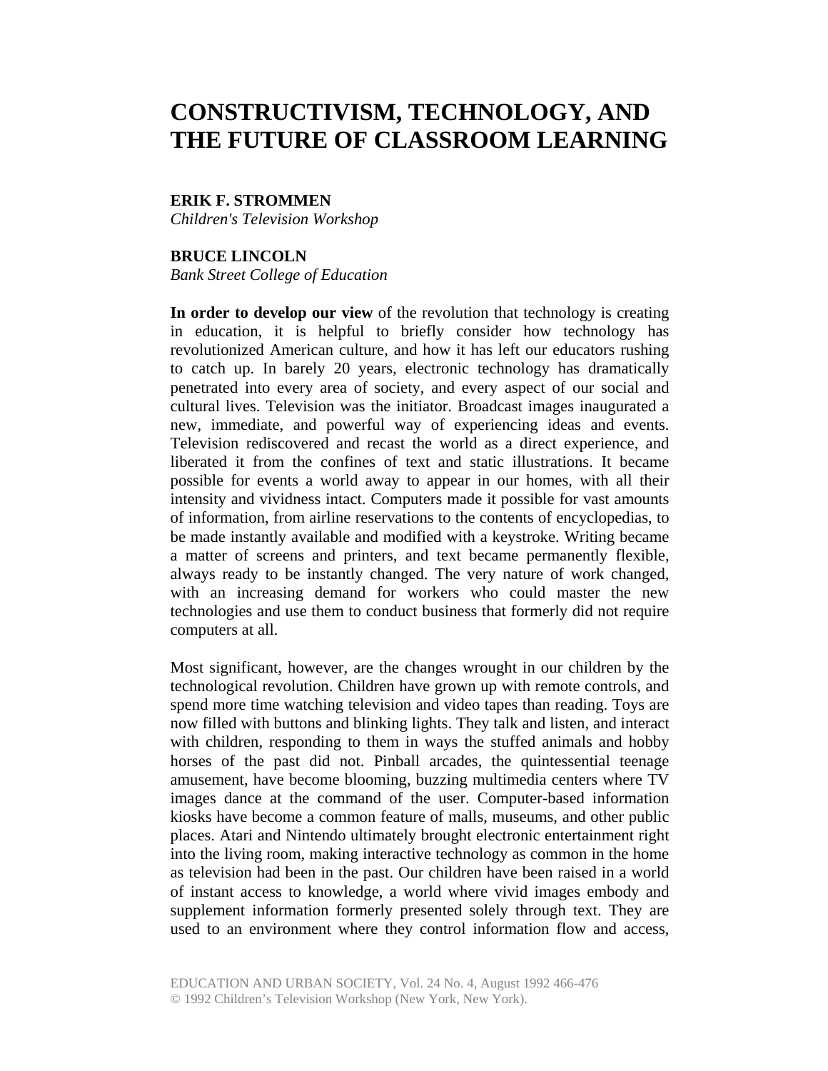# CONSTRUCTIVISM, TECHNOLOGY, AND THE FUTURE OF CLASSROOM LEARNING

**ERIK F. STROMMEN**
*Children's Television Workshop*

**BRUCE LINCOLN**
*Bank Street College of Education*

**In order to develop our view** of the revolution that technology is creating in education, it is helpful to briefly consider how technology has revolutionized American culture, and how it has left our educators rushing to catch up. In barely 20 years, electronic technology has dramatically penetrated into every area of society, and every aspect of our social and cultural lives. Television was the initiator. Broadcast images inaugurated a new, immediate, and powerful way of experiencing ideas and events. Television rediscovered and recast the world as a direct experience, and liberated it from the confines of text and static illustrations. It became possible for events a world away to appear in our homes, with all their intensity and vividness intact. Computers made it possible for vast amounts of information, from airline reservations to the contents of encyclopedias, to be made instantly available and modified with a keystroke. Writing became a matter of screens and printers, and text became permanently flexible, always ready to be instantly changed. The very nature of work changed, with an increasing demand for workers who could master the new technologies and use them to conduct business that formerly did not require computers at all.

Most significant, however, are the changes wrought in our children by the technological revolution. Children have grown up with remote controls, and spend more time watching television and video tapes than reading. Toys are now filled with buttons and blinking lights. They talk and listen, and interact with children, responding to them in ways the stuffed animals and hobby horses of the past did not. Pinball arcades, the quintessential teenage amusement, have become blooming, buzzing multimedia centers where TV images dance at the command of the user. Computer-based information kiosks have become a common feature of malls, museums, and other public places. Atari and Nintendo ultimately brought electronic entertainment right into the living room, making interactive technology as common in the home as television had been in the past. Our children have been raised in a world of instant access to knowledge, a world where vivid images embody and supplement information formerly presented solely through text. They are used to an environment where they control information flow and access,

EDUCATION AND URBAN SOCIETY, Vol. 24 No. 4, August 1992 466-476
© 1992 Children's Television Workshop (New York, New York).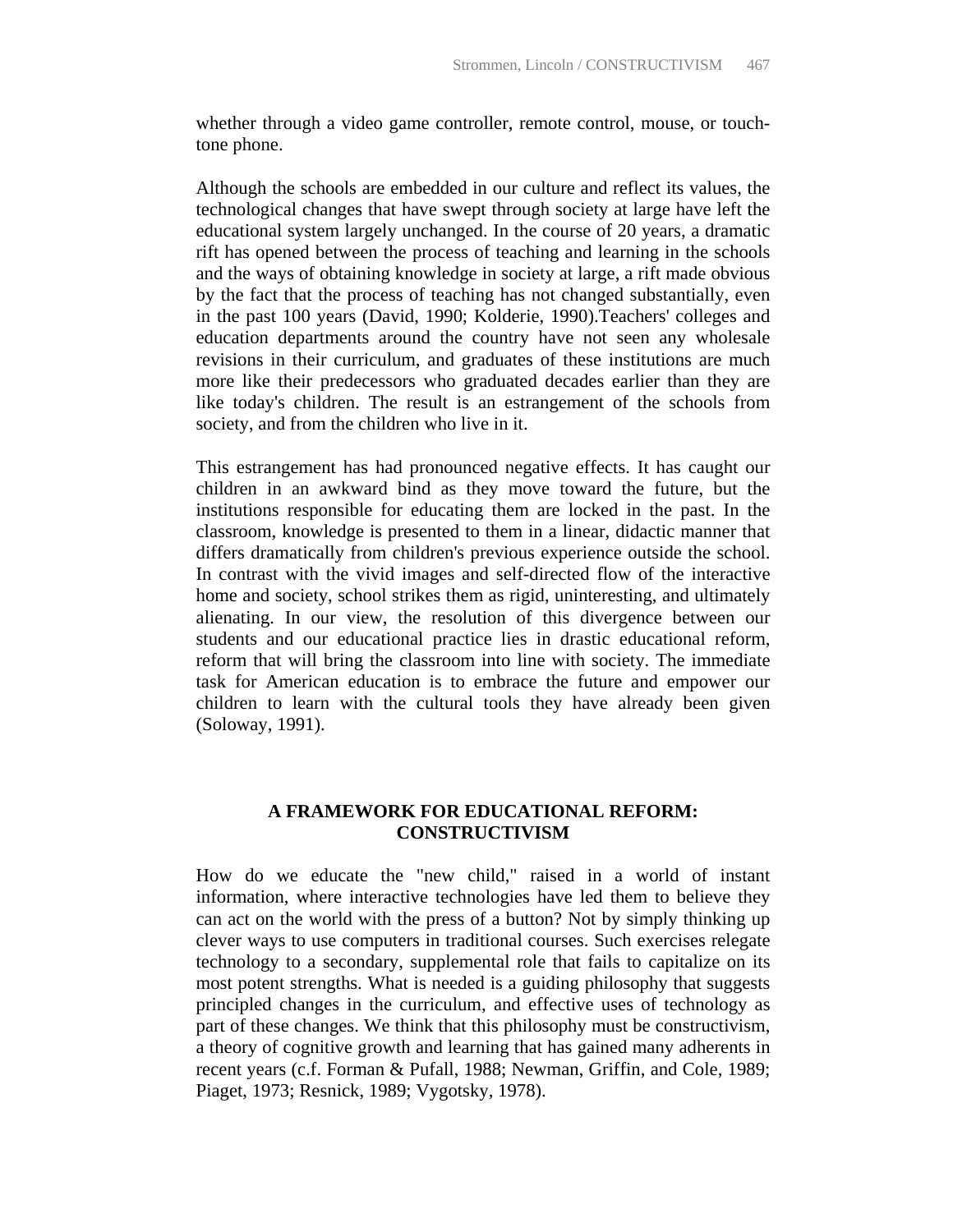whether through a video game controller, remote control, mouse, or touch-tone phone.

Although the schools are embedded in our culture and reflect its values, the technological changes that have swept through society at large have left the educational system largely unchanged. In the course of 20 years, a dramatic rift has opened between the process of teaching and learning in the schools and the ways of obtaining knowledge in society at large, a rift made obvious by the fact that the process of teaching has not changed substantially, even in the past 100 years (David, 1990; Kolderie, 1990).Teachers' colleges and education departments around the country have not seen any wholesale revisions in their curriculum, and graduates of these institutions are much more like their predecessors who graduated decades earlier than they are like today's children. The result is an estrangement of the schools from society, and from the children who live in it.

This estrangement has had pronounced negative effects. It has caught our children in an awkward bind as they move toward the future, but the institutions responsible for educating them are locked in the past. In the classroom, knowledge is presented to them in a linear, didactic manner that differs dramatically from children's previous experience outside the school. In contrast with the vivid images and self-directed flow of the interactive home and society, school strikes them as rigid, uninteresting, and ultimately alienating. In our view, the resolution of this divergence between our students and our educational practice lies in drastic educational reform, reform that will bring the classroom into line with society. The immediate task for American education is to embrace the future and empower our children to learn with the cultural tools they have already been given (Soloway, 1991).

## A FRAMEWORK FOR EDUCATIONAL REFORM: CONSTRUCTIVISM

How do we educate the "new child," raised in a world of instant information, where interactive technologies have led them to believe they can act on the world with the press of a button? Not by simply thinking up clever ways to use computers in traditional courses. Such exercises relegate technology to a secondary, supplemental role that fails to capitalize on its most potent strengths. What is needed is a guiding philosophy that suggests principled changes in the curriculum, and effective uses of technology as part of these changes. We think that this philosophy must be constructivism, a theory of cognitive growth and learning that has gained many adherents in recent years (c.f. Forman & Pufall, 1988; Newman, Griffin, and Cole, 1989; Piaget, 1973; Resnick, 1989; Vygotsky, 1978).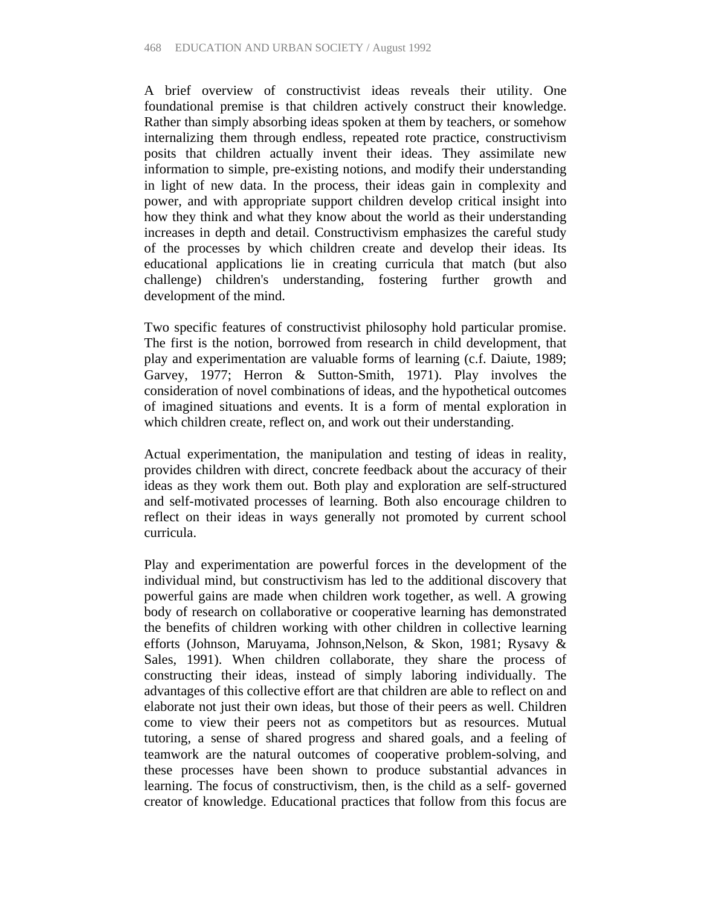A brief overview of constructivist ideas reveals their utility. One foundational premise is that children actively construct their knowledge. Rather than simply absorbing ideas spoken at them by teachers, or somehow internalizing them through endless, repeated rote practice, constructivism posits that children actually invent their ideas. They assimilate new information to simple, pre-existing notions, and modify their understanding in light of new data. In the process, their ideas gain in complexity and power, and with appropriate support children develop critical insight into how they think and what they know about the world as their understanding increases in depth and detail. Constructivism emphasizes the careful study of the processes by which children create and develop their ideas. Its educational applications lie in creating curricula that match (but also challenge) children's understanding, fostering further growth and development of the mind.

Two specific features of constructivist philosophy hold particular promise. The first is the notion, borrowed from research in child development, that play and experimentation are valuable forms of learning (c.f. Daiute, 1989; Garvey, 1977; Herron & Sutton-Smith, 1971). Play involves the consideration of novel combinations of ideas, and the hypothetical outcomes of imagined situations and events. It is a form of mental exploration in which children create, reflect on, and work out their understanding.

Actual experimentation, the manipulation and testing of ideas in reality, provides children with direct, concrete feedback about the accuracy of their ideas as they work them out. Both play and exploration are self-structured and self-motivated processes of learning. Both also encourage children to reflect on their ideas in ways generally not promoted by current school curricula.

Play and experimentation are powerful forces in the development of the individual mind, but constructivism has led to the additional discovery that powerful gains are made when children work together, as well. A growing body of research on collaborative or cooperative learning has demonstrated the benefits of children working with other children in collective learning efforts (Johnson, Maruyama, Johnson,Nelson, & Skon, 1981; Rysavy & Sales, 1991). When children collaborate, they share the process of constructing their ideas, instead of simply laboring individually. The advantages of this collective effort are that children are able to reflect on and elaborate not just their own ideas, but those of their peers as well. Children come to view their peers not as competitors but as resources. Mutual tutoring, a sense of shared progress and shared goals, and a feeling of teamwork are the natural outcomes of cooperative problem-solving, and these processes have been shown to produce substantial advances in learning. The focus of constructivism, then, is the child as a self- governed creator of knowledge. Educational practices that follow from this focus are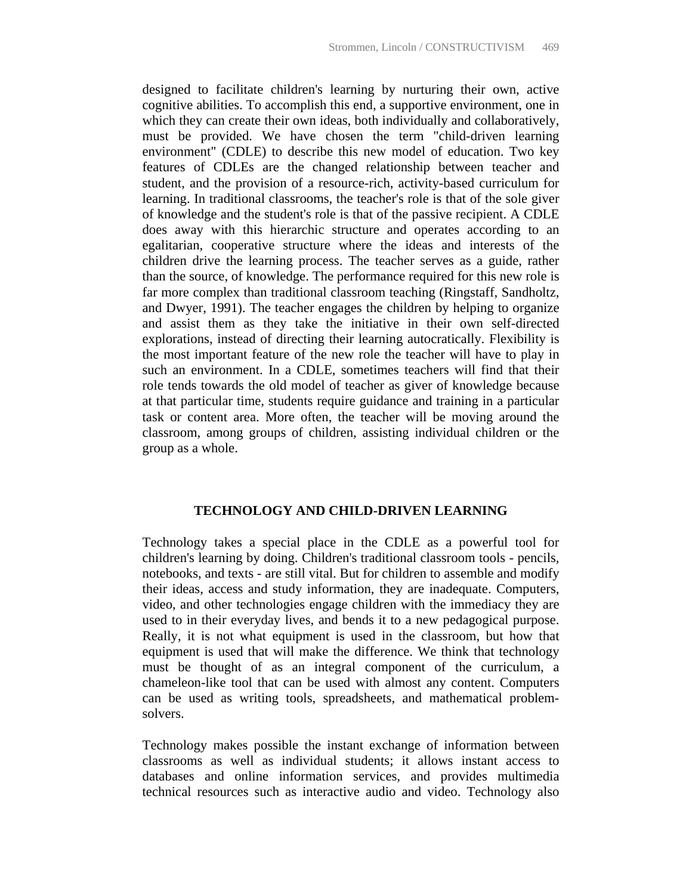designed to facilitate children's learning by nurturing their own, active cognitive abilities. To accomplish this end, a supportive environment, one in which they can create their own ideas, both individually and collaboratively, must be provided. We have chosen the term "child-driven learning environment" (CDLE) to describe this new model of education. Two key features of CDLEs are the changed relationship between teacher and student, and the provision of a resource-rich, activity-based curriculum for learning. In traditional classrooms, the teacher's role is that of the sole giver of knowledge and the student's role is that of the passive recipient. A CDLE does away with this hierarchic structure and operates according to an egalitarian, cooperative structure where the ideas and interests of the children drive the learning process. The teacher serves as a guide, rather than the source, of knowledge. The performance required for this new role is far more complex than traditional classroom teaching (Ringstaff, Sandholtz, and Dwyer, 1991). The teacher engages the children by helping to organize and assist them as they take the initiative in their own self-directed explorations, instead of directing their learning autocratically. Flexibility is the most important feature of the new role the teacher will have to play in such an environment. In a CDLE, sometimes teachers will find that their role tends towards the old model of teacher as giver of knowledge because at that particular time, students require guidance and training in a particular task or content area. More often, the teacher will be moving around the classroom, among groups of children, assisting individual children or the group as a whole.

## TECHNOLOGY AND CHILD-DRIVEN LEARNING

Technology takes a special place in the CDLE as a powerful tool for children's learning by doing. Children's traditional classroom tools - pencils, notebooks, and texts - are still vital. But for children to assemble and modify their ideas, access and study information, they are inadequate. Computers, video, and other technologies engage children with the immediacy they are used to in their everyday lives, and bends it to a new pedagogical purpose. Really, it is not what equipment is used in the classroom, but how that equipment is used that will make the difference. We think that technology must be thought of as an integral component of the curriculum, a chameleon-like tool that can be used with almost any content. Computers can be used as writing tools, spreadsheets, and mathematical problem-solvers.

Technology makes possible the instant exchange of information between classrooms as well as individual students; it allows instant access to databases and online information services, and provides multimedia technical resources such as interactive audio and video. Technology also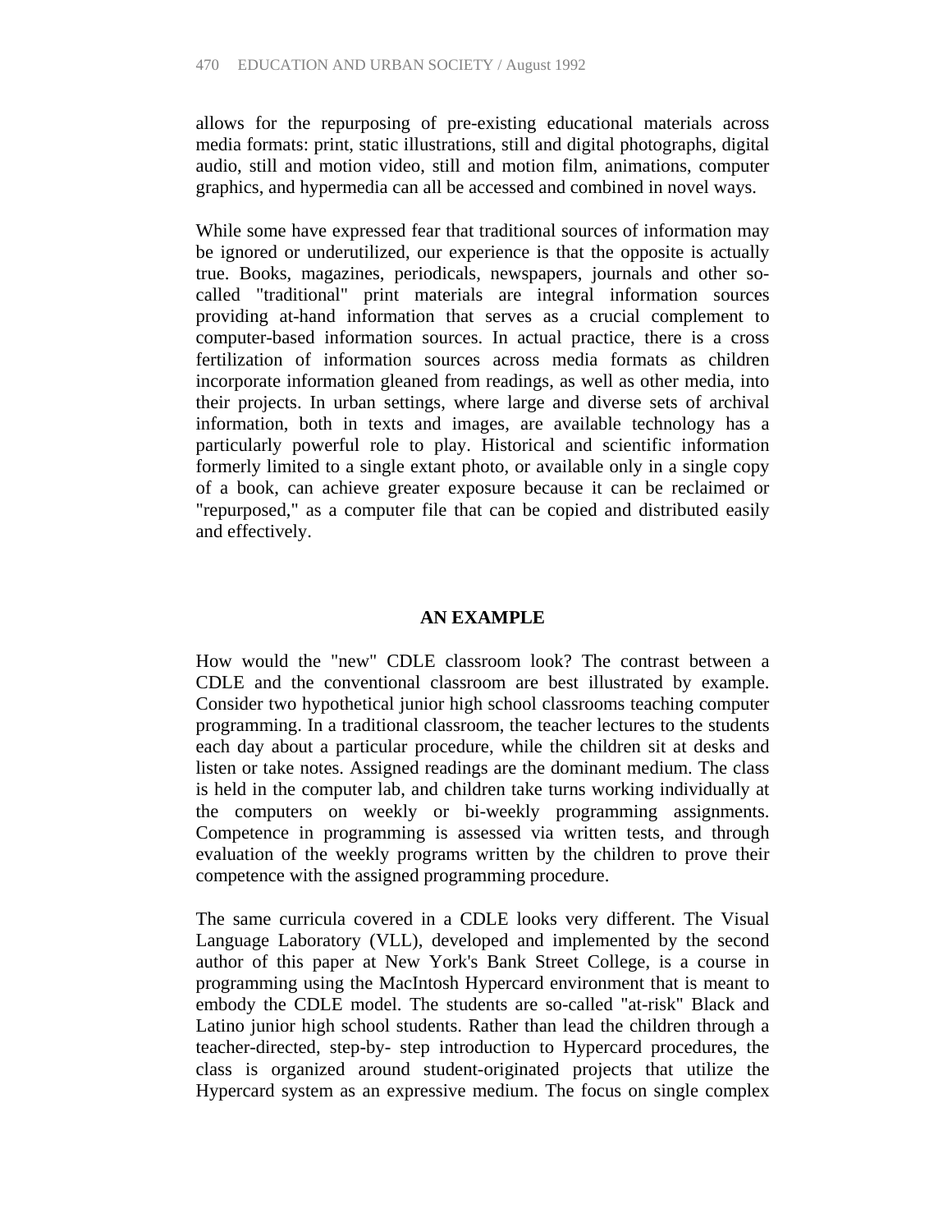allows for the repurposing of pre-existing educational materials across media formats: print, static illustrations, still and digital photographs, digital audio, still and motion video, still and motion film, animations, computer graphics, and hypermedia can all be accessed and combined in novel ways.

While some have expressed fear that traditional sources of information may be ignored or underutilized, our experience is that the opposite is actually true. Books, magazines, periodicals, newspapers, journals and other so-called "traditional" print materials are integral information sources providing at-hand information that serves as a crucial complement to computer-based information sources. In actual practice, there is a cross fertilization of information sources across media formats as children incorporate information gleaned from readings, as well as other media, into their projects. In urban settings, where large and diverse sets of archival information, both in texts and images, are available technology has a particularly powerful role to play. Historical and scientific information formerly limited to a single extant photo, or available only in a single copy of a book, can achieve greater exposure because it can be reclaimed or "repurposed," as a computer file that can be copied and distributed easily and effectively.

## AN EXAMPLE

How would the "new" CDLE classroom look? The contrast between a CDLE and the conventional classroom are best illustrated by example. Consider two hypothetical junior high school classrooms teaching computer programming. In a traditional classroom, the teacher lectures to the students each day about a particular procedure, while the children sit at desks and listen or take notes. Assigned readings are the dominant medium. The class is held in the computer lab, and children take turns working individually at the computers on weekly or bi-weekly programming assignments. Competence in programming is assessed via written tests, and through evaluation of the weekly programs written by the children to prove their competence with the assigned programming procedure.

The same curricula covered in a CDLE looks very different. The Visual Language Laboratory (VLL), developed and implemented by the second author of this paper at New York's Bank Street College, is a course in programming using the MacIntosh Hypercard environment that is meant to embody the CDLE model. The students are so-called "at-risk" Black and Latino junior high school students. Rather than lead the children through a teacher-directed, step-by- step introduction to Hypercard procedures, the class is organized around student-originated projects that utilize the Hypercard system as an expressive medium. The focus on single complex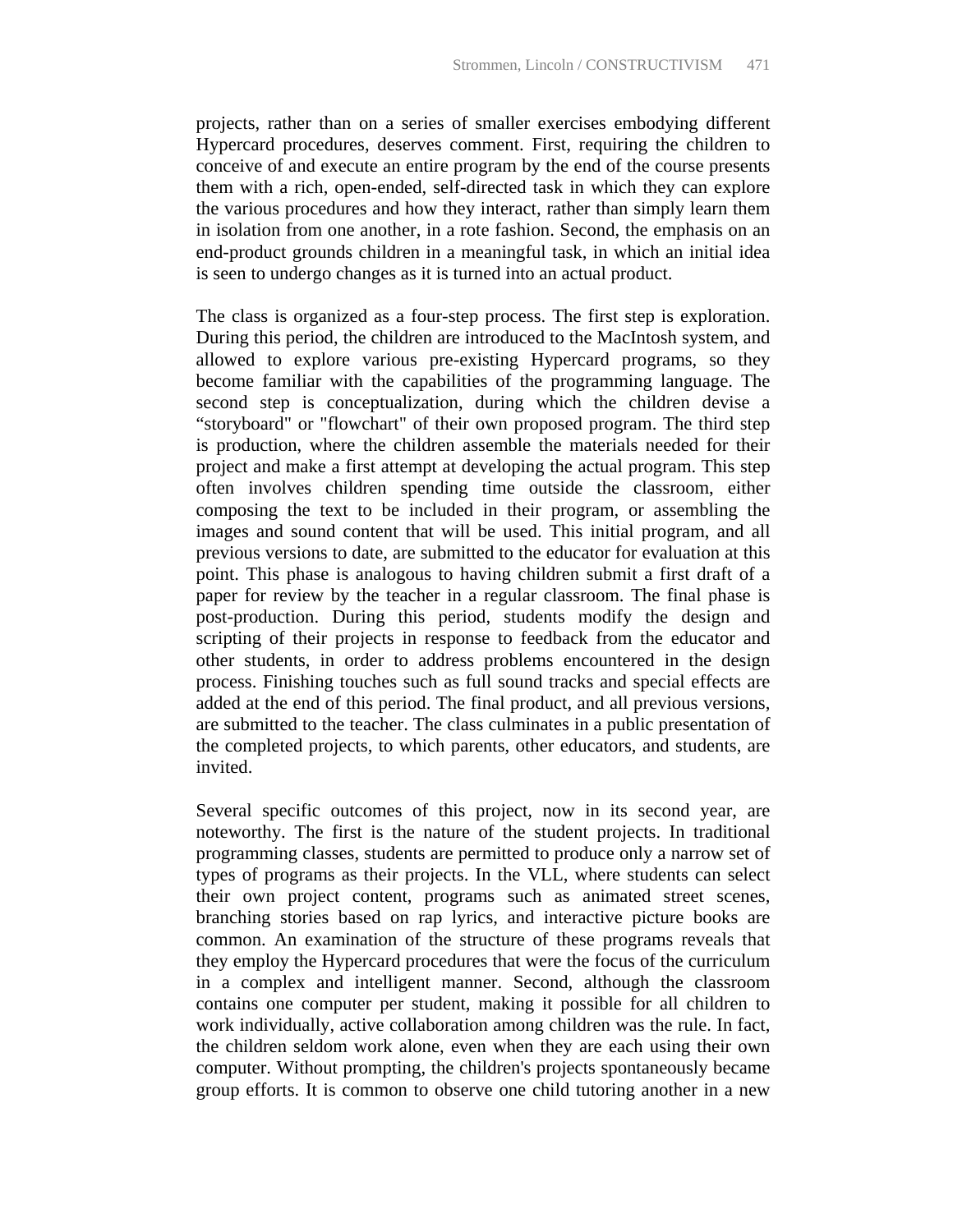projects, rather than on a series of smaller exercises embodying different Hypercard procedures, deserves comment. First, requiring the children to conceive of and execute an entire program by the end of the course presents them with a rich, open-ended, self-directed task in which they can explore the various procedures and how they interact, rather than simply learn them in isolation from one another, in a rote fashion. Second, the emphasis on an end-product grounds children in a meaningful task, in which an initial idea is seen to undergo changes as it is turned into an actual product.

The class is organized as a four-step process. The first step is exploration. During this period, the children are introduced to the MacIntosh system, and allowed to explore various pre-existing Hypercard programs, so they become familiar with the capabilities of the programming language. The second step is conceptualization, during which the children devise a “storyboard" or "flowchart" of their own proposed program. The third step is production, where the children assemble the materials needed for their project and make a first attempt at developing the actual program. This step often involves children spending time outside the classroom, either composing the text to be included in their program, or assembling the images and sound content that will be used. This initial program, and all previous versions to date, are submitted to the educator for evaluation at this point. This phase is analogous to having children submit a first draft of a paper for review by the teacher in a regular classroom. The final phase is post-production. During this period, students modify the design and scripting of their projects in response to feedback from the educator and other students, in order to address problems encountered in the design process. Finishing touches such as full sound tracks and special effects are added at the end of this period. The final product, and all previous versions, are submitted to the teacher. The class culminates in a public presentation of the completed projects, to which parents, other educators, and students, are invited.

Several specific outcomes of this project, now in its second year, are noteworthy. The first is the nature of the student projects. In traditional programming classes, students are permitted to produce only a narrow set of types of programs as their projects. In the VLL, where students can select their own project content, programs such as animated street scenes, branching stories based on rap lyrics, and interactive picture books are common. An examination of the structure of these programs reveals that they employ the Hypercard procedures that were the focus of the curriculum in a complex and intelligent manner. Second, although the classroom contains one computer per student, making it possible for all children to work individually, active collaboration among children was the rule. In fact, the children seldom work alone, even when they are each using their own computer. Without prompting, the children's projects spontaneously became group efforts. It is common to observe one child tutoring another in a new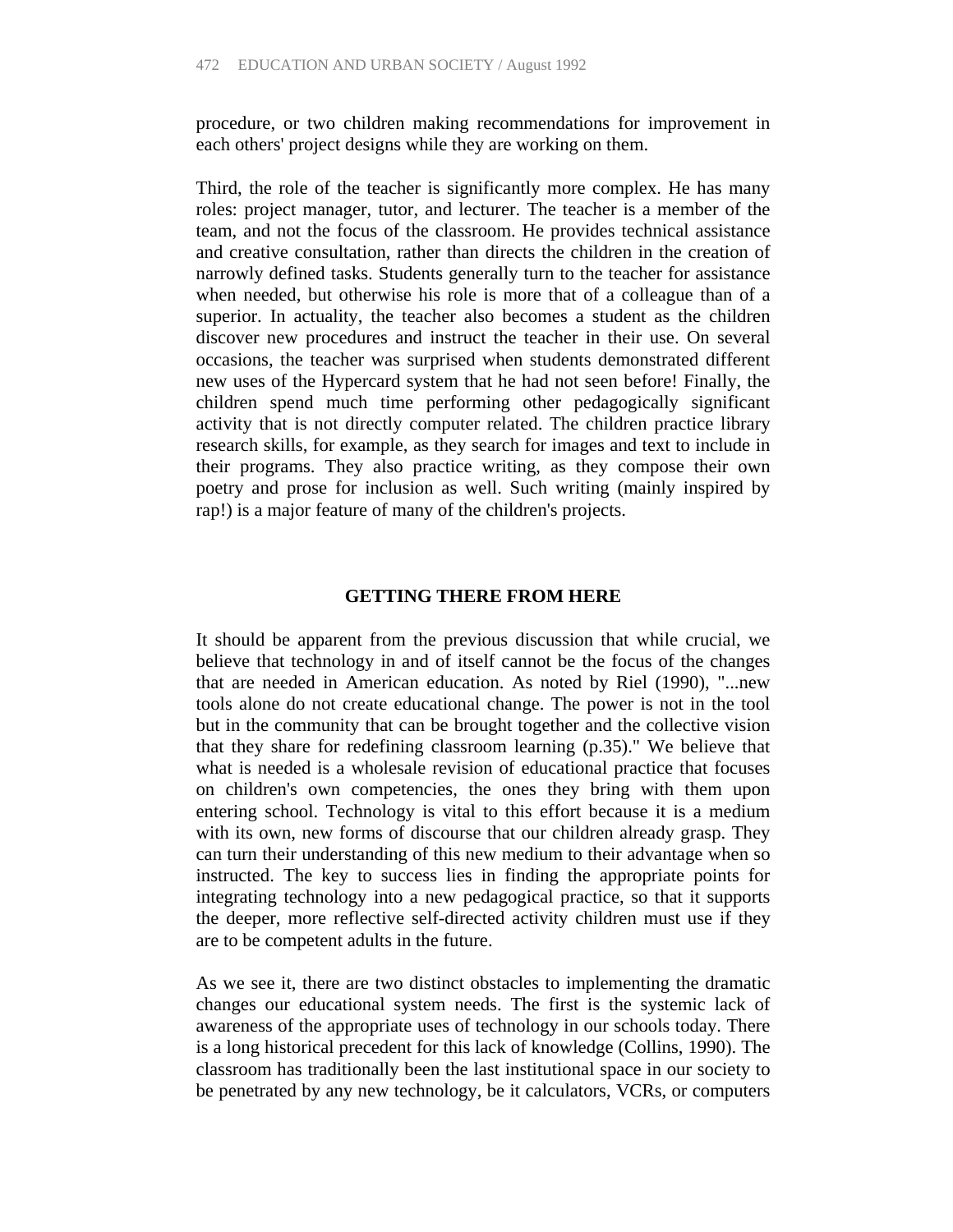procedure, or two children making recommendations for improvement in each others' project designs while they are working on them.

Third, the role of the teacher is significantly more complex. He has many roles: project manager, tutor, and lecturer. The teacher is a member of the team, and not the focus of the classroom. He provides technical assistance and creative consultation, rather than directs the children in the creation of narrowly defined tasks. Students generally turn to the teacher for assistance when needed, but otherwise his role is more that of a colleague than of a superior. In actuality, the teacher also becomes a student as the children discover new procedures and instruct the teacher in their use. On several occasions, the teacher was surprised when students demonstrated different new uses of the Hypercard system that he had not seen before! Finally, the children spend much time performing other pedagogically significant activity that is not directly computer related. The children practice library research skills, for example, as they search for images and text to include in their programs. They also practice writing, as they compose their own poetry and prose for inclusion as well. Such writing (mainly inspired by rap!) is a major feature of many of the children's projects.

## GETTING THERE FROM HERE

It should be apparent from the previous discussion that while crucial, we believe that technology in and of itself cannot be the focus of the changes that are needed in American education. As noted by Riel (1990), "...new tools alone do not create educational change. The power is not in the tool but in the community that can be brought together and the collective vision that they share for redefining classroom learning (p.35)." We believe that what is needed is a wholesale revision of educational practice that focuses on children's own competencies, the ones they bring with them upon entering school. Technology is vital to this effort because it is a medium with its own, new forms of discourse that our children already grasp. They can turn their understanding of this new medium to their advantage when so instructed. The key to success lies in finding the appropriate points for integrating technology into a new pedagogical practice, so that it supports the deeper, more reflective self-directed activity children must use if they are to be competent adults in the future.

As we see it, there are two distinct obstacles to implementing the dramatic changes our educational system needs. The first is the systemic lack of awareness of the appropriate uses of technology in our schools today. There is a long historical precedent for this lack of knowledge (Collins, 1990). The classroom has traditionally been the last institutional space in our society to be penetrated by any new technology, be it calculators, VCRs, or computers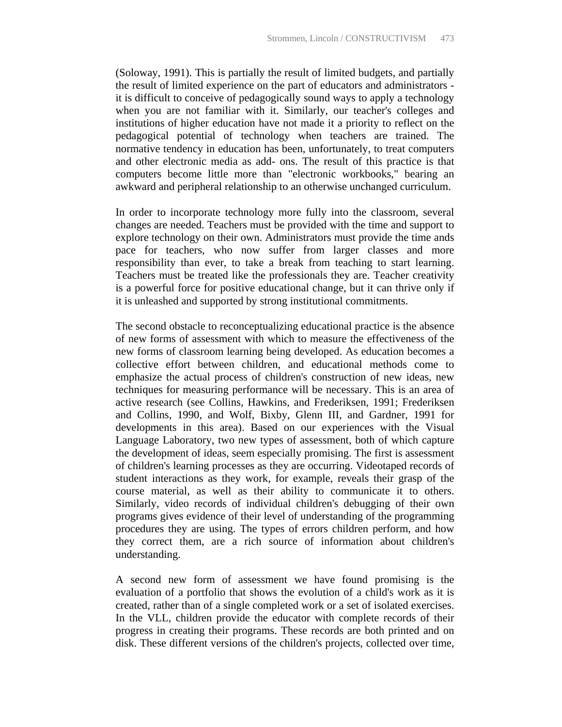(Soloway, 1991). This is partially the result of limited budgets, and partially the result of limited experience on the part of educators and administrators - it is difficult to conceive of pedagogically sound ways to apply a technology when you are not familiar with it. Similarly, our teacher's colleges and institutions of higher education have not made it a priority to reflect on the pedagogical potential of technology when teachers are trained. The normative tendency in education has been, unfortunately, to treat computers and other electronic media as add- ons. The result of this practice is that computers become little more than "electronic workbooks," bearing an awkward and peripheral relationship to an otherwise unchanged curriculum.

In order to incorporate technology more fully into the classroom, several changes are needed. Teachers must be provided with the time and support to explore technology on their own. Administrators must provide the time ands pace for teachers, who now suffer from larger classes and more responsibility than ever, to take a break from teaching to start learning. Teachers must be treated like the professionals they are. Teacher creativity is a powerful force for positive educational change, but it can thrive only if it is unleashed and supported by strong institutional commitments.

The second obstacle to reconceptualizing educational practice is the absence of new forms of assessment with which to measure the effectiveness of the new forms of classroom learning being developed. As education becomes a collective effort between children, and educational methods come to emphasize the actual process of children's construction of new ideas, new techniques for measuring performance will be necessary. This is an area of active research (see Collins, Hawkins, and Frederiksen, 1991; Frederiksen and Collins, 1990, and Wolf, Bixby, Glenn III, and Gardner, 1991 for developments in this area). Based on our experiences with the Visual Language Laboratory, two new types of assessment, both of which capture the development of ideas, seem especially promising. The first is assessment of children's learning processes as they are occurring. Videotaped records of student interactions as they work, for example, reveals their grasp of the course material, as well as their ability to communicate it to others. Similarly, video records of individual children's debugging of their own programs gives evidence of their level of understanding of the programming procedures they are using. The types of errors children perform, and how they correct them, are a rich source of information about children's understanding.

A second new form of assessment we have found promising is the evaluation of a portfolio that shows the evolution of a child's work as it is created, rather than of a single completed work or a set of isolated exercises. In the VLL, children provide the educator with complete records of their progress in creating their programs. These records are both printed and on disk. These different versions of the children's projects, collected over time,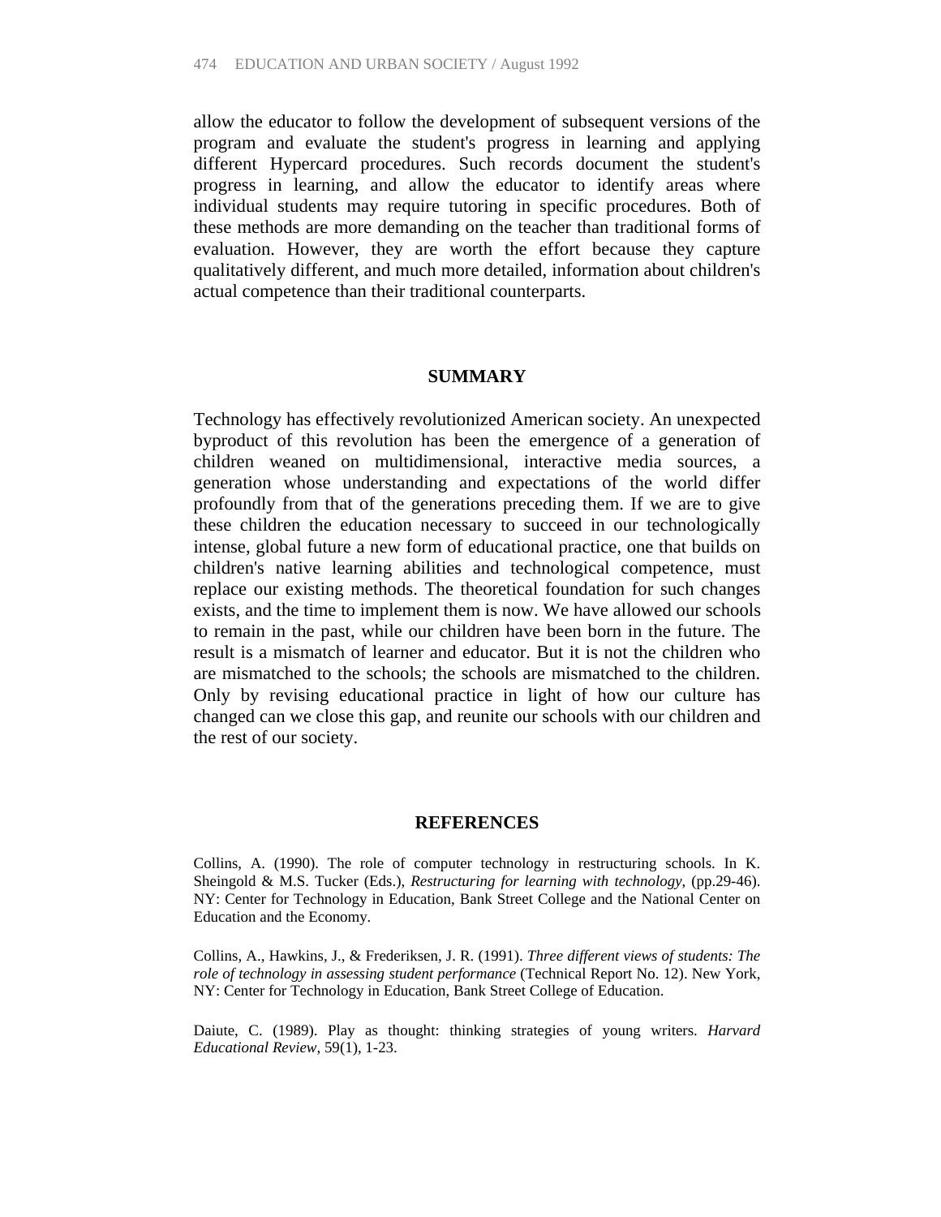allow the educator to follow the development of subsequent versions of the program and evaluate the student's progress in learning and applying different Hypercard procedures. Such records document the student's progress in learning, and allow the educator to identify areas where individual students may require tutoring in specific procedures. Both of these methods are more demanding on the teacher than traditional forms of evaluation. However, they are worth the effort because they capture qualitatively different, and much more detailed, information about children's actual competence than their traditional counterparts.

## SUMMARY

Technology has effectively revolutionized American society. An unexpected byproduct of this revolution has been the emergence of a generation of children weaned on multidimensional, interactive media sources, a generation whose understanding and expectations of the world differ profoundly from that of the generations preceding them. If we are to give these children the education necessary to succeed in our technologically intense, global future a new form of educational practice, one that builds on children's native learning abilities and technological competence, must replace our existing methods. The theoretical foundation for such changes exists, and the time to implement them is now. We have allowed our schools to remain in the past, while our children have been born in the future. The result is a mismatch of learner and educator. But it is not the children who are mismatched to the schools; the schools are mismatched to the children. Only by revising educational practice in light of how our culture has changed can we close this gap, and reunite our schools with our children and the rest of our society.

## REFERENCES

Collins, A. (1990). The role of computer technology in restructuring schools. In K. Sheingold & M.S. Tucker (Eds.), *Restructuring for learning with technology*, (pp.29-46). NY: Center for Technology in Education, Bank Street College and the National Center on Education and the Economy.

Collins, A., Hawkins, J., & Frederiksen, J. R. (1991). *Three different views of students: The role of technology in assessing student performance* (Technical Report No. 12). New York, NY: Center for Technology in Education, Bank Street College of Education.

Daiute, C. (1989). Play as thought: thinking strategies of young writers. *Harvard Educational Review*, 59(1), 1-23.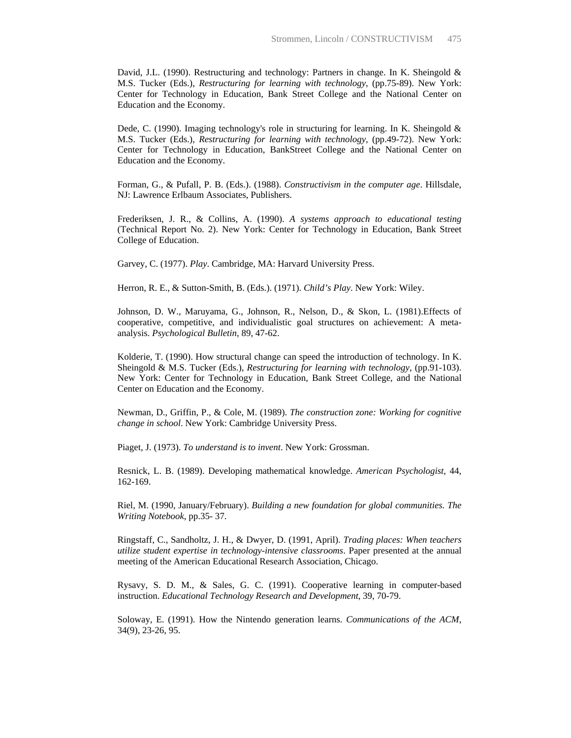David, J.L. (1990). Restructuring and technology: Partners in change. In K. Sheingold & M.S. Tucker (Eds.), *Restructuring for learning with technology*, (pp.75-89). New York: Center for Technology in Education, Bank Street College and the National Center on Education and the Economy.

Dede, C. (1990). Imaging technology's role in structuring for learning. In K. Sheingold & M.S. Tucker (Eds.), *Restructuring for learning with technology*, (pp.49-72). New York: Center for Technology in Education, BankStreet College and the National Center on Education and the Economy.

Forman, G., & Pufall, P. B. (Eds.). (1988). *Constructivism in the computer age*. Hillsdale, NJ: Lawrence Erlbaum Associates, Publishers.

Frederiksen, J. R., & Collins, A. (1990). *A systems approach to educational testing* (Technical Report No. 2). New York: Center for Technology in Education, Bank Street College of Education.

Garvey, C. (1977). *Play*. Cambridge, MA: Harvard University Press.

Herron, R. E., & Sutton-Smith, B. (Eds.). (1971). *Child's Play*. New York: Wiley.

Johnson, D. W., Maruyama, G., Johnson, R., Nelson, D., & Skon, L. (1981).Effects of cooperative, competitive, and individualistic goal structures on achievement: A meta-analysis. *Psychological Bulletin*, 89, 47-62.

Kolderie, T. (1990). How structural change can speed the introduction of technology. In K. Sheingold & M.S. Tucker (Eds.), *Restructuring for learning with technology*, (pp.91-103). New York: Center for Technology in Education, Bank Street College, and the National Center on Education and the Economy.

Newman, D., Griffin, P., & Cole, M. (1989). *The construction zone: Working for cognitive change in school*. New York: Cambridge University Press.

Piaget, J. (1973). *To understand is to invent*. New York: Grossman.

Resnick, L. B. (1989). Developing mathematical knowledge. *American Psychologist*, 44, 162-169.

Riel, M. (1990, January/February). *Building a new foundation for global communities. The Writing Notebook*, pp.35- 37.

Ringstaff, C., Sandholtz, J. H., & Dwyer, D. (1991, April). *Trading places: When teachers utilize student expertise in technology-intensive classrooms*. Paper presented at the annual meeting of the American Educational Research Association, Chicago.

Rysavy, S. D. M., & Sales, G. C. (1991). Cooperative learning in computer-based instruction. *Educational Technology Research and Development*, 39, 70-79.

Soloway, E. (1991). How the Nintendo generation learns. *Communications of the ACM*, 34(9), 23-26, 95.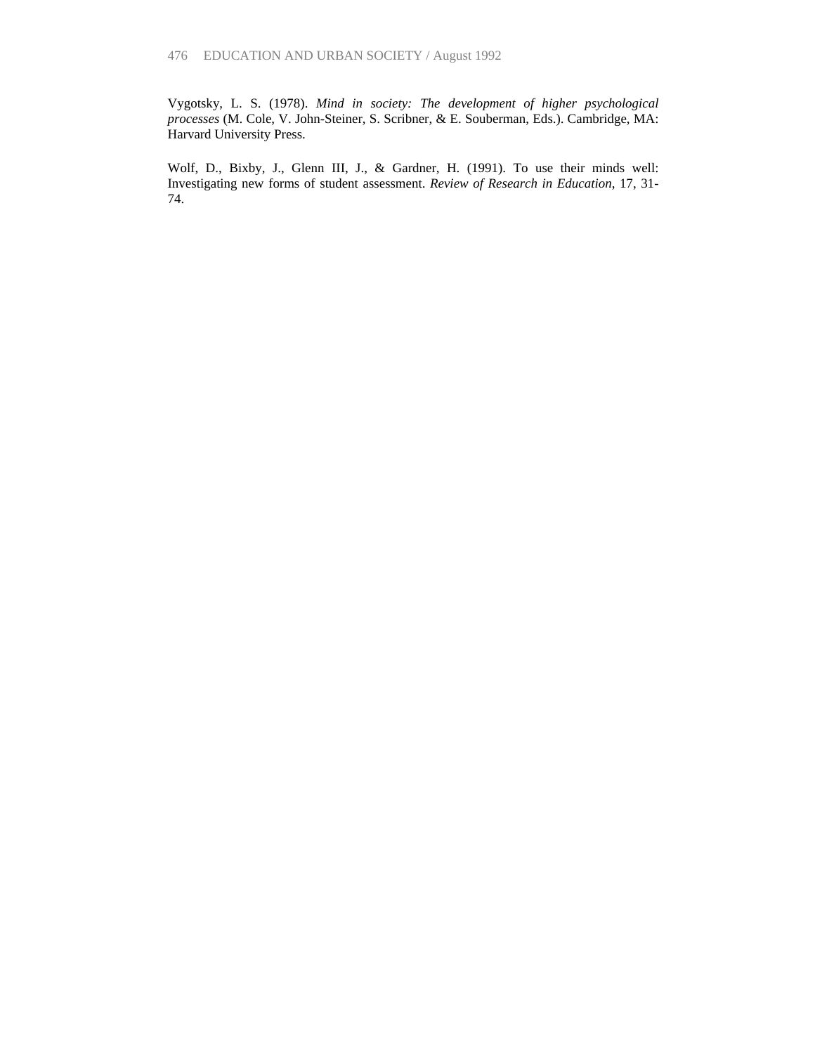Vygotsky, L. S. (1978). *Mind in society: The development of higher psychological processes* (M. Cole, V. John-Steiner, S. Scribner, & E. Souberman, Eds.). Cambridge, MA: Harvard University Press.

Wolf, D., Bixby, J., Glenn III, J., & Gardner, H. (1991). To use their minds well: Investigating new forms of student assessment. *Review of Research in Education*, 17, 31-74.